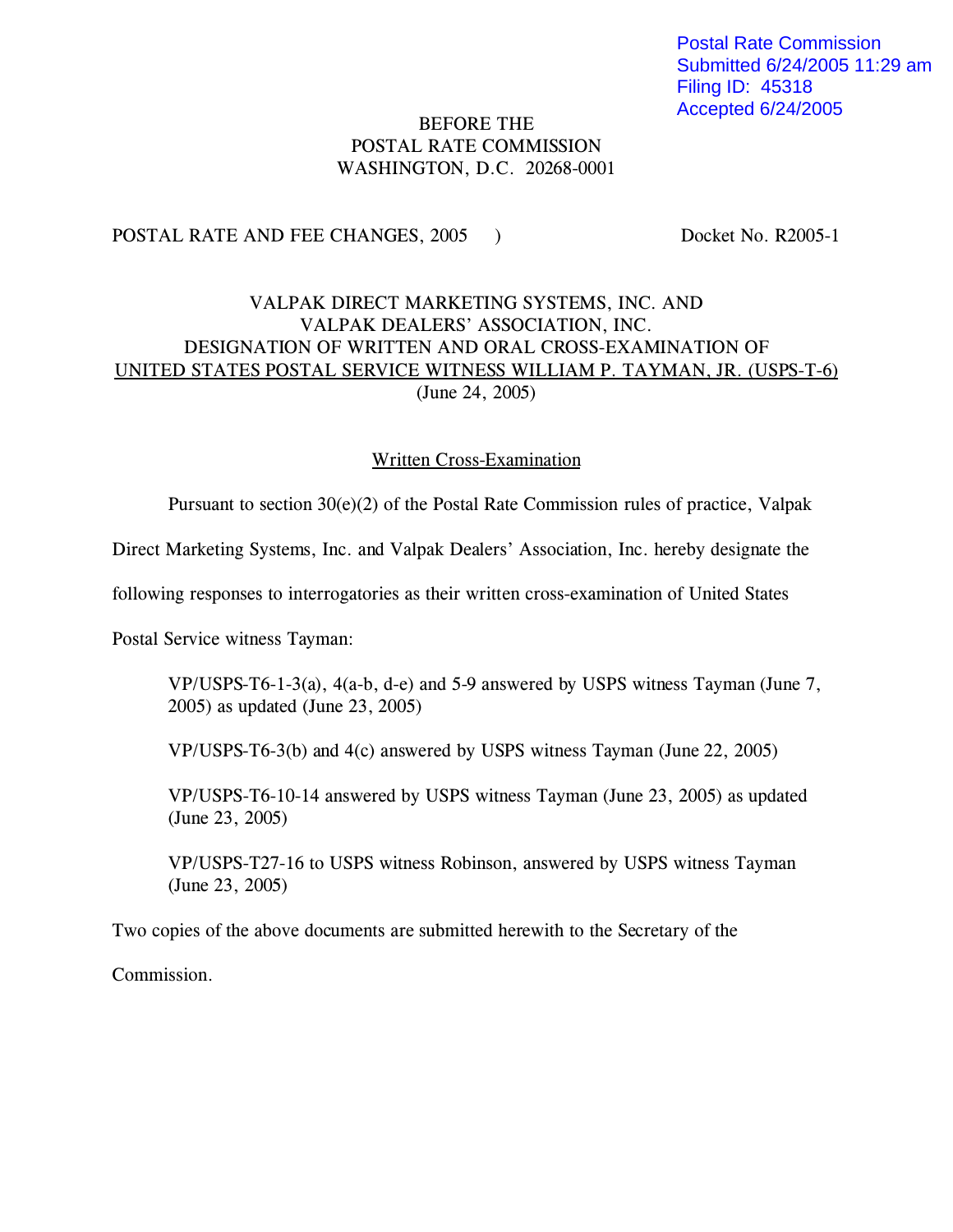Postal Rate Commission
Submitted 6/24/2005 11:29 am
Filing ID: 45318
Accepted 6/24/2005

BEFORE THE
POSTAL RATE COMMISSION
WASHINGTON, D.C. 20268-0001

POSTAL RATE AND FEE CHANGES, 2005 ) Docket No. R2005-1

VALPAK DIRECT MARKETING SYSTEMS, INC. AND
VALPAK DEALERS' ASSOCIATION, INC.
DESIGNATION OF WRITTEN AND ORAL CROSS-EXAMINATION OF
UNITED STATES POSTAL SERVICE WITNESS WILLIAM P. TAYMAN, JR. (USPS-T-6)
(June 24, 2005)

Written Cross-Examination

Pursuant to section 30(e)(2) of the Postal Rate Commission rules of practice, Valpak Direct Marketing Systems, Inc. and Valpak Dealers' Association, Inc. hereby designate the following responses to interrogatories as their written cross-examination of United States Postal Service witness Tayman:

> VP/USPS-T6-1-3(a), 4(a-b, d-e) and 5-9 answered by USPS witness Tayman (June 7, 2005) as updated (June 23, 2005)
>
> VP/USPS-T6-3(b) and 4(c) answered by USPS witness Tayman (June 22, 2005)
>
> VP/USPS-T6-10-14 answered by USPS witness Tayman (June 23, 2005) as updated (June 23, 2005)
>
> VP/USPS-T27-16 to USPS witness Robinson, answered by USPS witness Tayman (June 23, 2005)

Two copies of the above documents are submitted herewith to the Secretary of the Commission.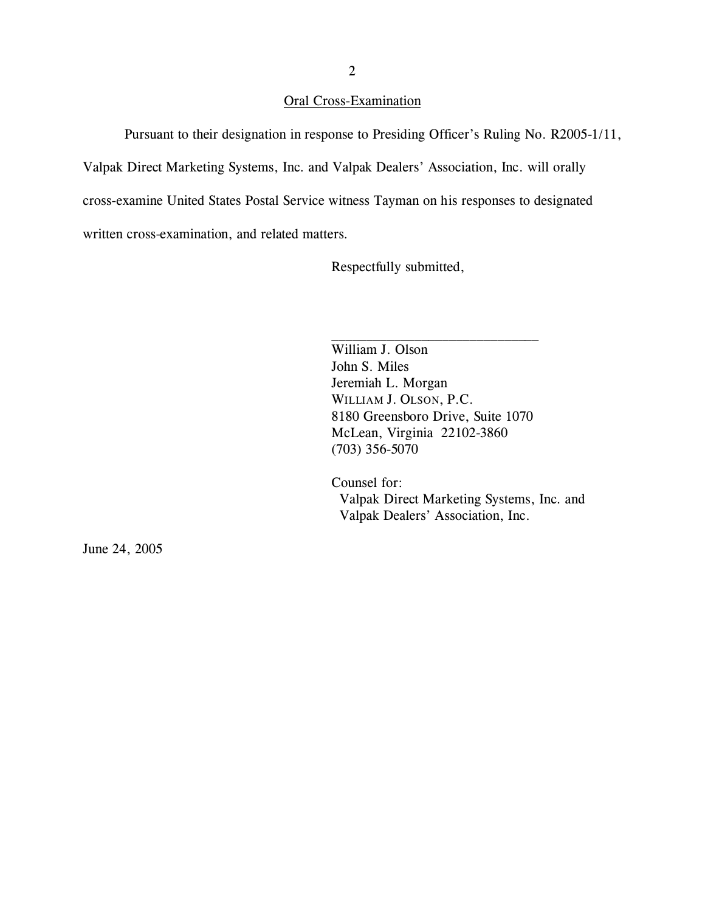Oral Cross-Examination

Pursuant to their designation in response to Presiding Officer's Ruling No. R2005-1/11, Valpak Direct Marketing Systems, Inc. and Valpak Dealers' Association, Inc. will orally cross-examine United States Postal Service witness Tayman on his responses to designated written cross-examination, and related matters.

Respectfully submitted,

\_\_\_\_\_\_\_\_\_\_\_\_\_\_\_\_\_\_\_\_\_\_\_\_\_\_\_\_\_\_

William J. Olson
John S. Miles
Jeremiah L. Morgan
WILLIAM J. OLSON, P.C.
8180 Greensboro Drive, Suite 1070
McLean, Virginia 22102-3860
(703) 356-5070

Counsel for:
Valpak Direct Marketing Systems, Inc. and
Valpak Dealers' Association, Inc.

June 24, 2005